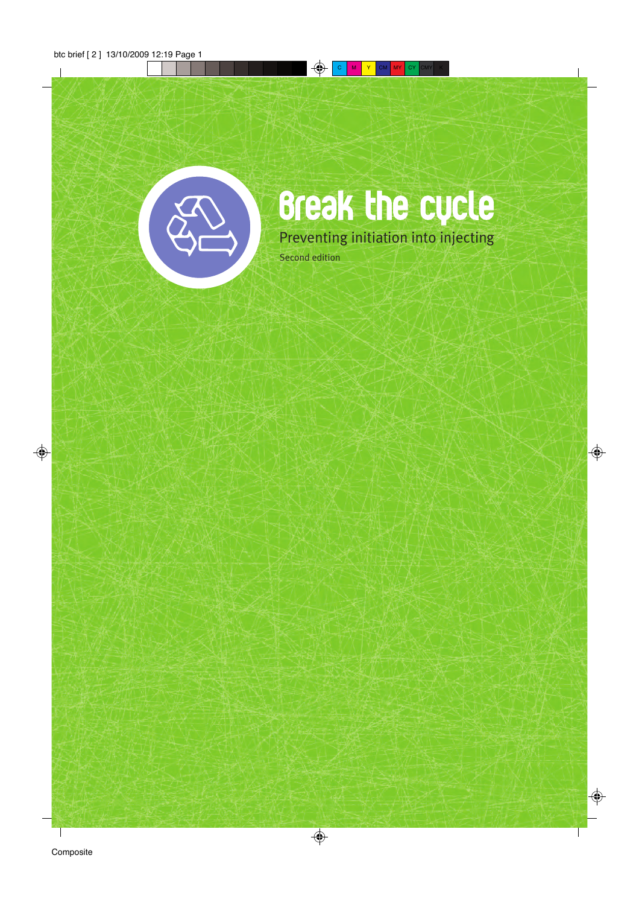# Break the cycle

## Preventing initiation into injecting

Second edition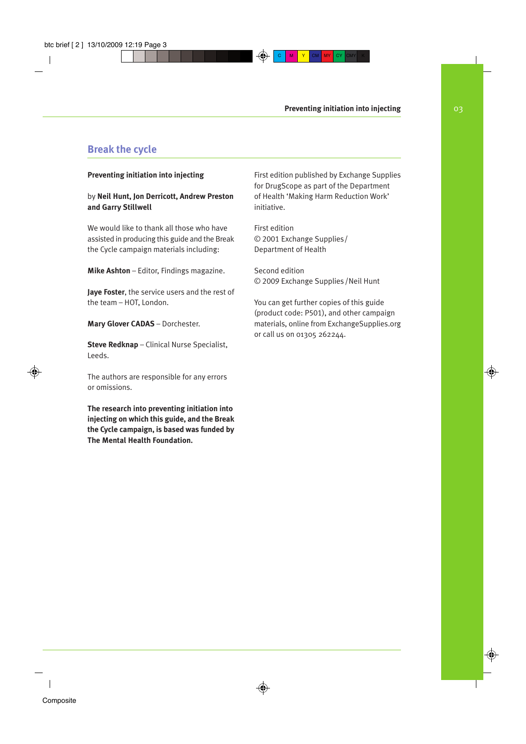## Break the cycle

**Preventing initiation into injecting**

by **Neil Hunt, Jon Derricott, Andrew Preston and Garry Stillwell**

We would like to thank all those who have assisted in producing this guide and the Break the Cycle campaign materials including:

**Mike Ashton** – Editor, Findings magazine.

**Jaye Foster**, the service users and the rest of the team – HOT, London.

**Mary Glover CADAS** – Dorchester.

**Steve Redknap** – Clinical Nurse Specialist, Leeds.

The authors are responsible for any errors or omissions.

**The research into preventing initiation into injecting on which this guide, and the Break the Cycle campaign, is based was funded by The Mental Health Foundation.**

First edition published by Exchange Supplies for DrugScope as part of the Department of Health 'Making Harm Reduction Work' initiative.

First edition
© 2001 Exchange Supplies / Department of Health

Second edition
© 2009 Exchange Supplies / Neil Hunt

You can get further copies of this guide (product code: P501), and other campaign materials, online from ExchangeSupplies.org or call us on 01305 262244.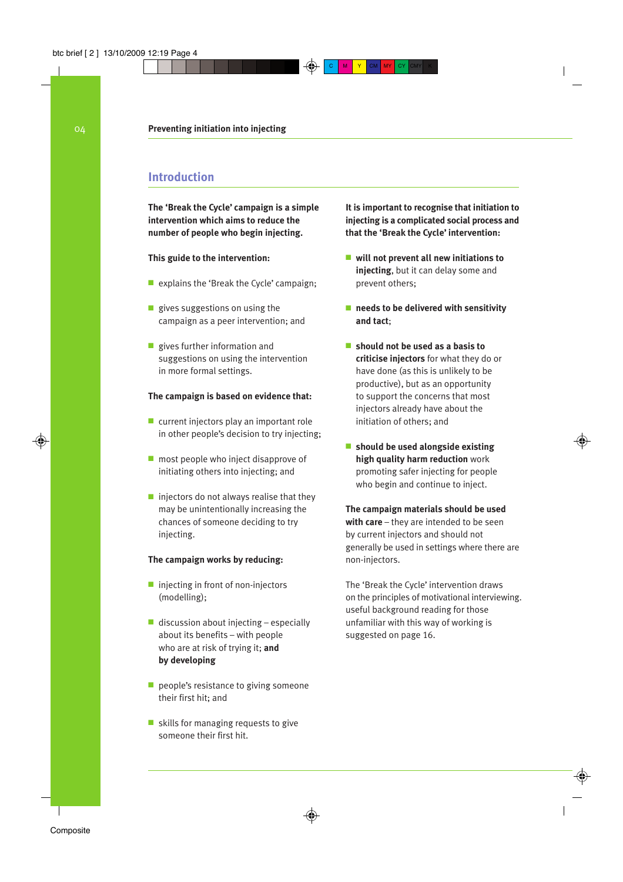## Introduction

**The 'Break the Cycle' campaign is a simple intervention which aims to reduce the number of people who begin injecting.**

**This guide to the intervention:**

- explains the 'Break the Cycle' campaign;
- gives suggestions on using the campaign as a peer intervention; and
- gives further information and suggestions on using the intervention in more formal settings.

**The campaign is based on evidence that:**

- current injectors play an important role in other people's decision to try injecting;
- most people who inject disapprove of initiating others into injecting; and
- injectors do not always realise that they may be unintentionally increasing the chances of someone deciding to try injecting.

**The campaign works by reducing:**

- injecting in front of non-injectors (modelling);
- discussion about injecting – especially about its benefits – with people who are at risk of trying it; **and by developing**
- people's resistance to giving someone their first hit; and
- skills for managing requests to give someone their first hit.

**It is important to recognise that initiation to injecting is a complicated social process and that the 'Break the Cycle' intervention:**

- **will not prevent all new initiations to injecting**, but it can delay some and prevent others;
- **needs to be delivered with sensitivity and tact**;
- **should not be used as a basis to criticise injectors** for what they do or have done (as this is unlikely to be productive), but as an opportunity to support the concerns that most injectors already have about the initiation of others; and
- **should be used alongside existing high quality harm reduction** work promoting safer injecting for people who begin and continue to inject.

**The campaign materials should be used with care** – they are intended to be seen by current injectors and should not generally be used in settings where there are non-injectors.

The 'Break the Cycle' intervention draws on the principles of motivational interviewing. useful background reading for those unfamiliar with this way of working is suggested on page 16.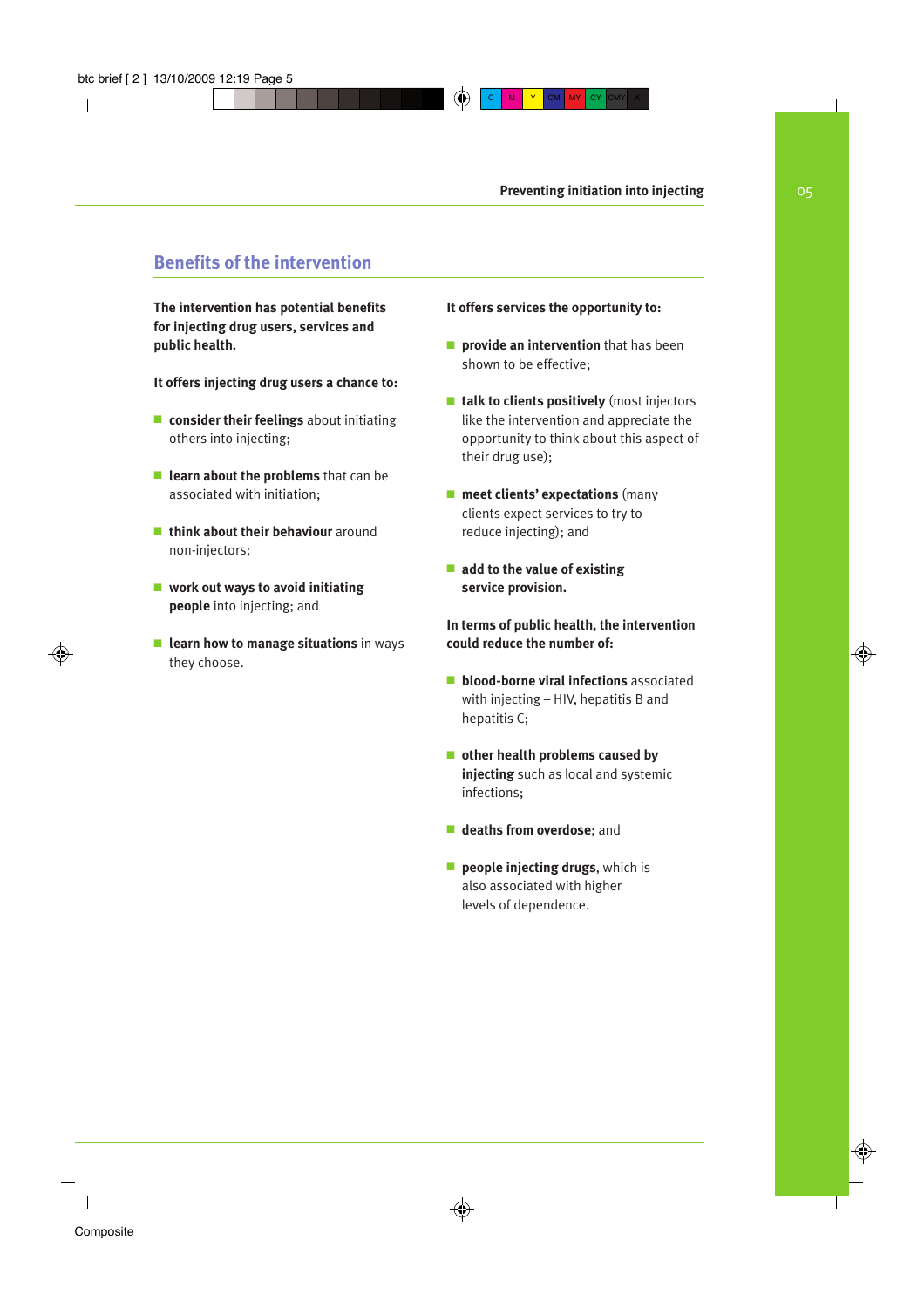## Benefits of the intervention

**The intervention has potential benefits for injecting drug users, services and public health.**

**It offers injecting drug users a chance to:**

- **consider their feelings** about initiating others into injecting;
- **learn about the problems** that can be associated with initiation;
- **think about their behaviour** around non-injectors;
- **work out ways to avoid initiating people** into injecting; and
- **learn how to manage situations** in ways they choose.

**It offers services the opportunity to:**

- **provide an intervention** that has been shown to be effective;
- **talk to clients positively** (most injectors like the intervention and appreciate the opportunity to think about this aspect of their drug use);
- **meet clients' expectations** (many clients expect services to try to reduce injecting); and
- **add to the value of existing service provision.**

**In terms of public health, the intervention could reduce the number of:**

- **blood-borne viral infections** associated with injecting – HIV, hepatitis B and hepatitis C;
- **other health problems caused by injecting** such as local and systemic infections;
- **deaths from overdose**; and
- **people injecting drugs**, which is also associated with higher levels of dependence.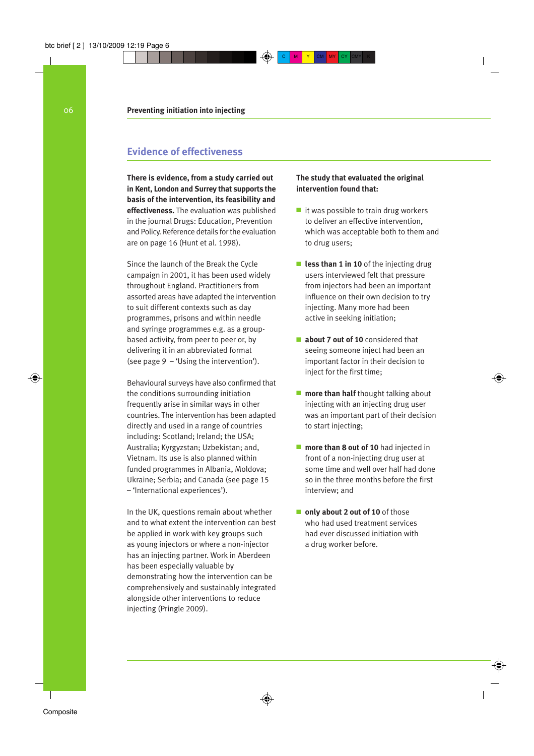## Evidence of effectiveness

**There is evidence, from a study carried out in Kent, London and Surrey that supports the basis of the intervention, its feasibility and effectiveness.** The evaluation was published in the journal Drugs: Education, Prevention and Policy. Reference details for the evaluation are on page 16 (Hunt et al. 1998).

Since the launch of the Break the Cycle campaign in 2001, it has been used widely throughout England. Practitioners from assorted areas have adapted the intervention to suit different contexts such as day programmes, prisons and within needle and syringe programmes e.g. as a group-based activity, from peer to peer or, by delivering it in an abbreviated format (see page 9 – 'Using the intervention').

Behavioural surveys have also confirmed that the conditions surrounding initiation frequently arise in similar ways in other countries. The intervention has been adapted directly and used in a range of countries including: Scotland; Ireland; the USA; Australia; Kyrgyzstan; Uzbekistan; and, Vietnam. Its use is also planned within funded programmes in Albania, Moldova; Ukraine; Serbia; and Canada (see page 15 – 'International experiences').

In the UK, questions remain about whether and to what extent the intervention can best be applied in work with key groups such as young injectors or where a non-injector has an injecting partner. Work in Aberdeen has been especially valuable by demonstrating how the intervention can be comprehensively and sustainably integrated alongside other interventions to reduce injecting (Pringle 2009).

**The study that evaluated the original intervention found that:**

- it was possible to train drug workers to deliver an effective intervention, which was acceptable both to them and to drug users;
- **less than 1 in 10** of the injecting drug users interviewed felt that pressure from injectors had been an important influence on their own decision to try injecting. Many more had been active in seeking initiation;
- **about 7 out of 10** considered that seeing someone inject had been an important factor in their decision to inject for the first time;
- **more than half** thought talking about injecting with an injecting drug user was an important part of their decision to start injecting;
- **more than 8 out of 10** had injected in front of a non-injecting drug user at some time and well over half had done so in the three months before the first interview; and
- **only about 2 out of 10** of those who had used treatment services had ever discussed initiation with a drug worker before.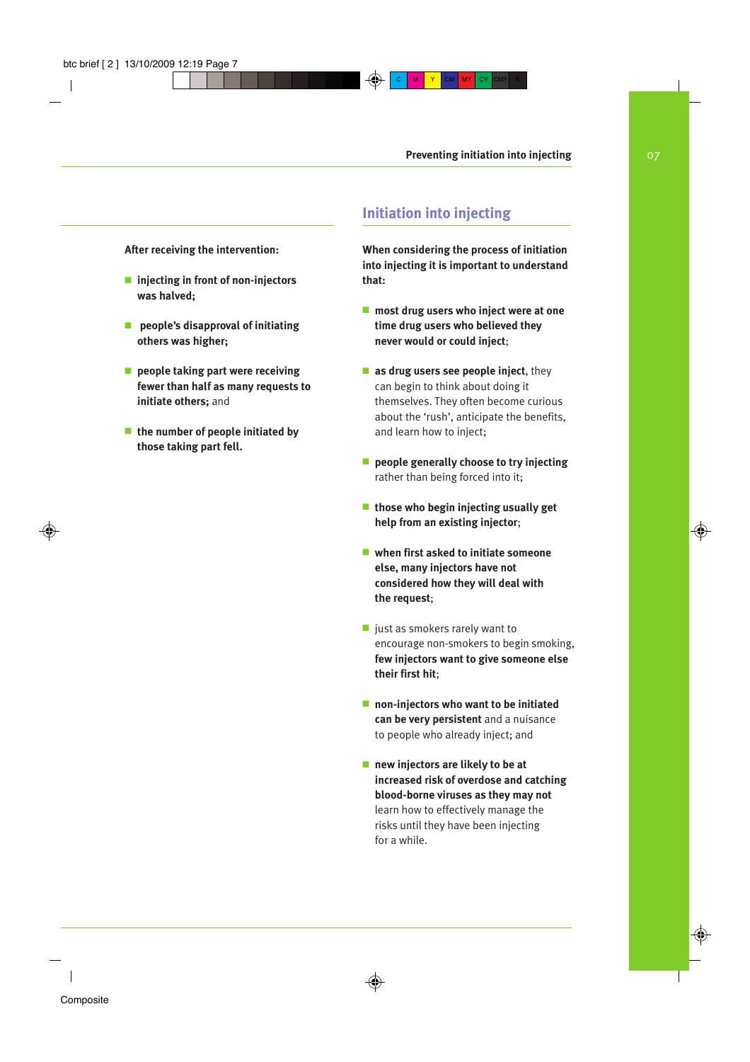**After receiving the intervention:**

- **injecting in front of non-injectors was halved;**
- **people's disapproval of initiating others was higher;**
- **people taking part were receiving fewer than half as many requests to initiate others;** and
- **the number of people initiated by those taking part fell.**

## Initiation into injecting

**When considering the process of initiation into injecting it is important to understand that:**

- **most drug users who inject were at one time drug users who believed they never would or could inject**;
- **as drug users see people inject**, they can begin to think about doing it themselves. They often become curious about the 'rush', anticipate the benefits, and learn how to inject;
- **people generally choose to try injecting** rather than being forced into it;
- **those who begin injecting usually get help from an existing injector**;
- **when first asked to initiate someone else, many injectors have not considered how they will deal with the request**;
- just as smokers rarely want to encourage non-smokers to begin smoking, **few injectors want to give someone else their first hit**;
- **non-injectors who want to be initiated can be very persistent** and a nuisance to people who already inject; and
- **new injectors are likely to be at increased risk of overdose and catching blood-borne viruses as they may not** learn how to effectively manage the risks until they have been injecting for a while.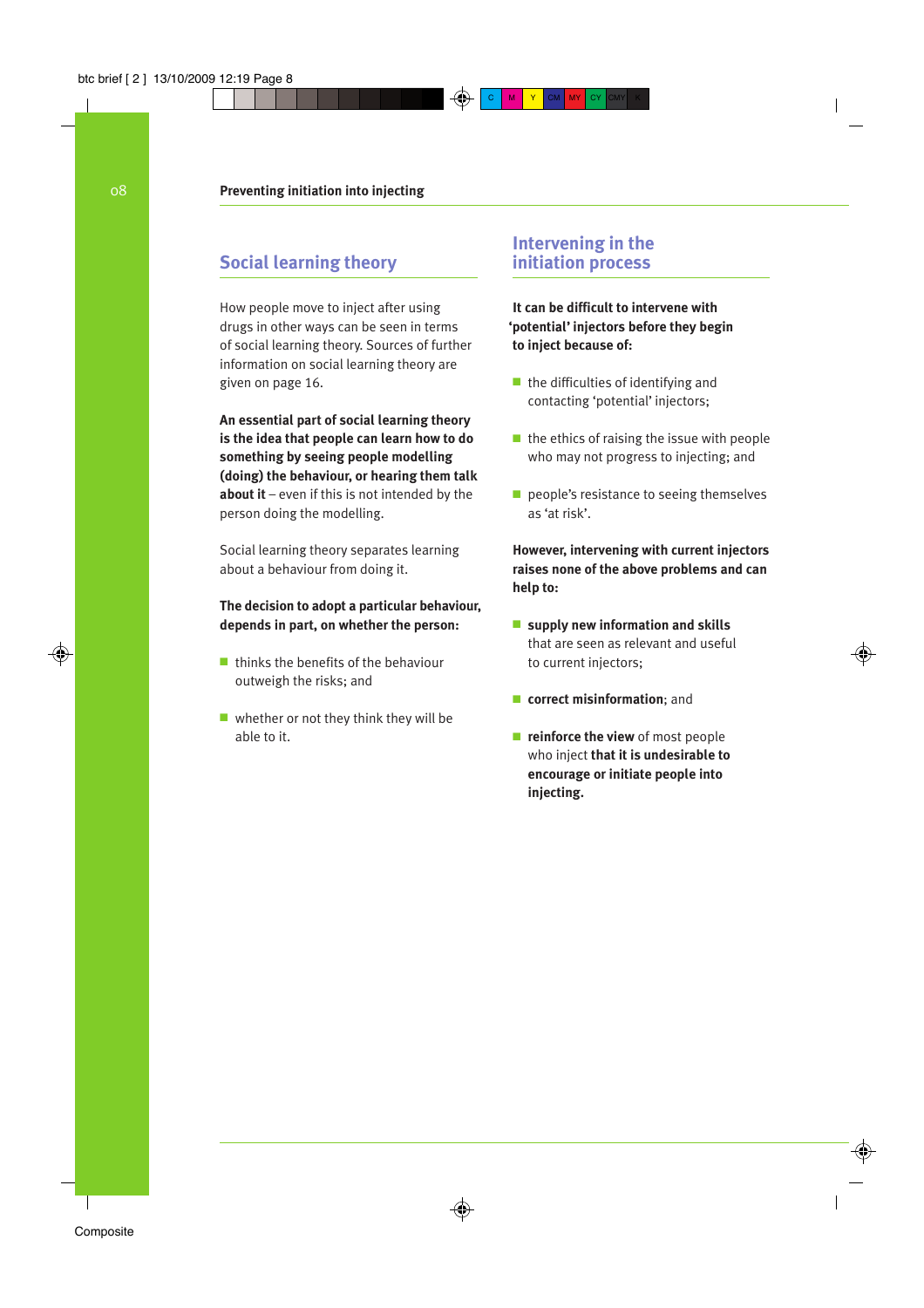## Social learning theory

How people move to inject after using drugs in other ways can be seen in terms of social learning theory. Sources of further information on social learning theory are given on page 16.

**An essential part of social learning theory is the idea that people can learn how to do something by seeing people modelling (doing) the behaviour, or hearing them talk about it** – even if this is not intended by the person doing the modelling.

Social learning theory separates learning about a behaviour from doing it.

**The decision to adopt a particular behaviour, depends in part, on whether the person:**

- thinks the benefits of the behaviour outweigh the risks; and
- whether or not they think they will be able to it.

## Intervening in the initiation process

**It can be difficult to intervene with 'potential' injectors before they begin to inject because of:**

- the difficulties of identifying and contacting 'potential' injectors;
- the ethics of raising the issue with people who may not progress to injecting; and
- people's resistance to seeing themselves as 'at risk'.

**However, intervening with current injectors raises none of the above problems and can help to:**

- **supply new information and skills** that are seen as relevant and useful to current injectors;
- **correct misinformation**; and
- **reinforce the view** of most people who inject **that it is undesirable to encourage or initiate people into injecting.**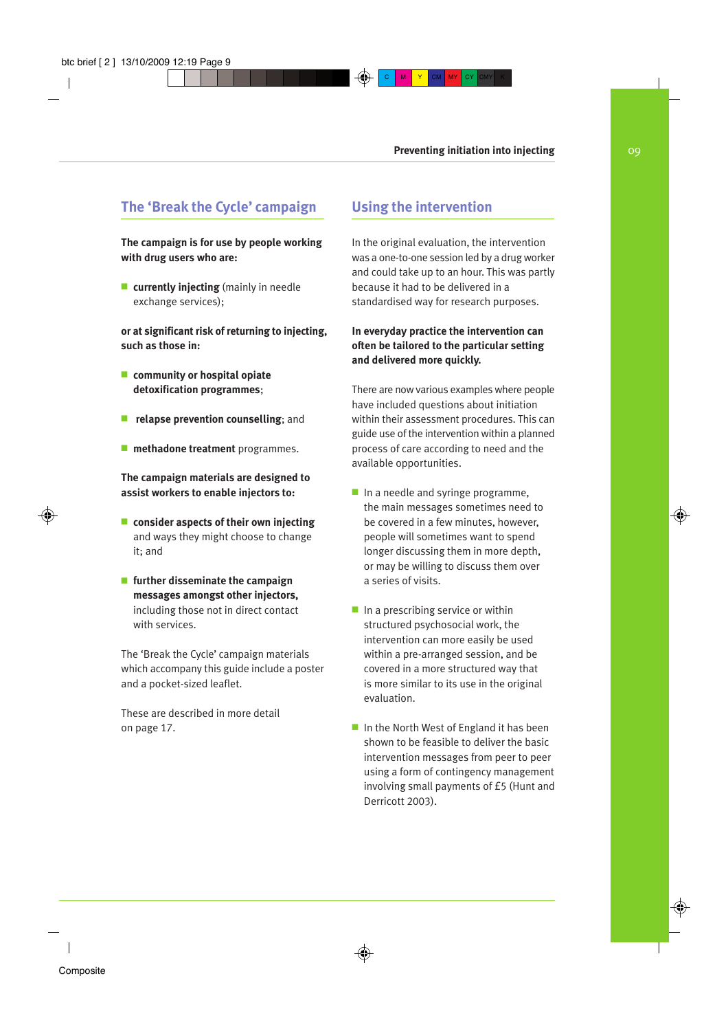## The 'Break the Cycle' campaign

**The campaign is for use by people working with drug users who are:**

- **currently injecting** (mainly in needle exchange services);

**or at significant risk of returning to injecting, such as those in:**

- **community or hospital opiate detoxification programmes**;
- **relapse prevention counselling**; and
- **methadone treatment** programmes.

**The campaign materials are designed to assist workers to enable injectors to:**

- **consider aspects of their own injecting** and ways they might choose to change it; and
- **further disseminate the campaign messages amongst other injectors,** including those not in direct contact with services.

The 'Break the Cycle' campaign materials which accompany this guide include a poster and a pocket-sized leaflet.

These are described in more detail on page 17.

## Using the intervention

In the original evaluation, the intervention was a one-to-one session led by a drug worker and could take up to an hour. This was partly because it had to be delivered in a standardised way for research purposes.

**In everyday practice the intervention can often be tailored to the particular setting and delivered more quickly.**

There are now various examples where people have included questions about initiation within their assessment procedures. This can guide use of the intervention within a planned process of care according to need and the available opportunities.

- In a needle and syringe programme, the main messages sometimes need to be covered in a few minutes, however, people will sometimes want to spend longer discussing them in more depth, or may be willing to discuss them over a series of visits.
- In a prescribing service or within structured psychosocial work, the intervention can more easily be used within a pre-arranged session, and be covered in a more structured way that is more similar to its use in the original evaluation.
- In the North West of England it has been shown to be feasible to deliver the basic intervention messages from peer to peer using a form of contingency management involving small payments of £5 (Hunt and Derricott 2003).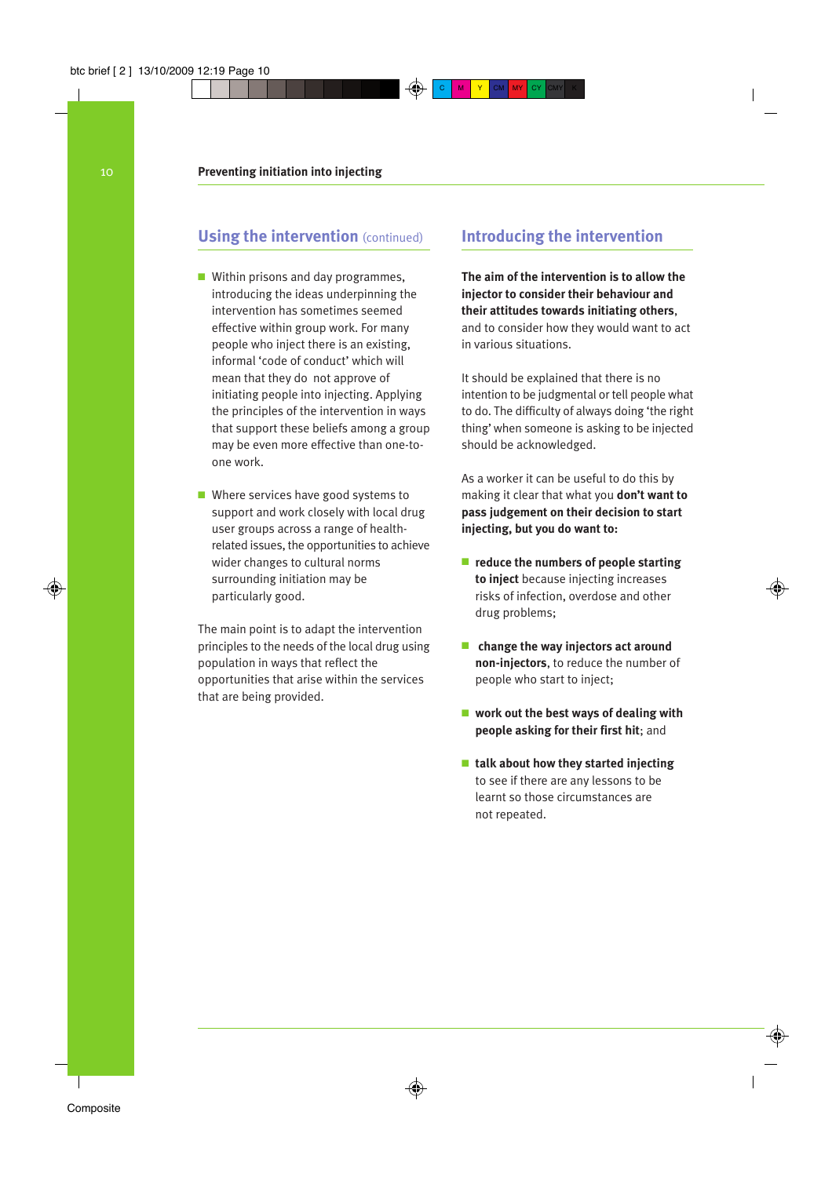## Using the intervention (continued)

- Within prisons and day programmes, introducing the ideas underpinning the intervention has sometimes seemed effective within group work. For many people who inject there is an existing, informal 'code of conduct' which will mean that they do not approve of initiating people into injecting. Applying the principles of the intervention in ways that support these beliefs among a group may be even more effective than one-to-one work.

- Where services have good systems to support and work closely with local drug user groups across a range of health-related issues, the opportunities to achieve wider changes to cultural norms surrounding initiation may be particularly good.

The main point is to adapt the intervention principles to the needs of the local drug using population in ways that reflect the opportunities that arise within the services that are being provided.

## Introducing the intervention

**The aim of the intervention is to allow the injector to consider their behaviour and their attitudes towards initiating others**, and to consider how they would want to act in various situations.

It should be explained that there is no intention to be judgmental or tell people what to do. The difficulty of always doing 'the right thing' when someone is asking to be injected should be acknowledged.

As a worker it can be useful to do this by making it clear that what you **don't want to pass judgement on their decision to start injecting, but you do want to:**

- **reduce the numbers of people starting to inject** because injecting increases risks of infection, overdose and other drug problems;

- **change the way injectors act around non-injectors**, to reduce the number of people who start to inject;

- **work out the best ways of dealing with people asking for their first hit**; and

- **talk about how they started injecting** to see if there are any lessons to be learnt so those circumstances are not repeated.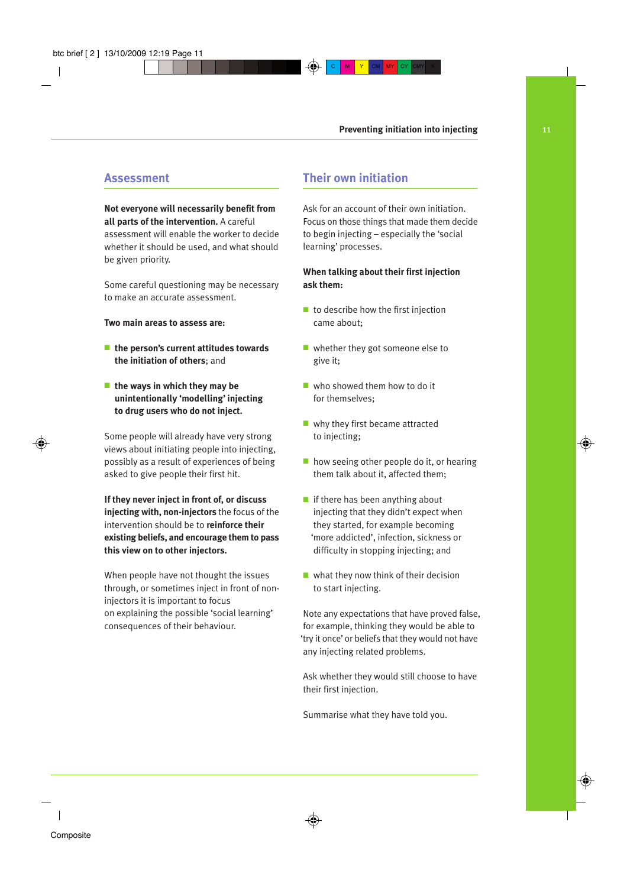## Assessment

**Not everyone will necessarily benefit from all parts of the intervention.** A careful assessment will enable the worker to decide whether it should be used, and what should be given priority.

Some careful questioning may be necessary to make an accurate assessment.

**Two main areas to assess are:**

- **the person's current attitudes towards the initiation of others**; and
- **the ways in which they may be unintentionally 'modelling' injecting to drug users who do not inject.**

Some people will already have very strong views about initiating people into injecting, possibly as a result of experiences of being asked to give people their first hit.

**If they never inject in front of, or discuss injecting with, non-injectors** the focus of the intervention should be to **reinforce their existing beliefs, and encourage them to pass this view on to other injectors.**

When people have not thought the issues through, or sometimes inject in front of non-injectors it is important to focus on explaining the possible 'social learning' consequences of their behaviour.

## Their own initiation

Ask for an account of their own initiation. Focus on those things that made them decide to begin injecting – especially the 'social learning' processes.

**When talking about their first injection ask them:**

- to describe how the first injection came about;
- whether they got someone else to give it;
- who showed them how to do it for themselves;
- why they first became attracted to injecting;
- how seeing other people do it, or hearing them talk about it, affected them;
- if there has been anything about injecting that they didn't expect when they started, for example becoming 'more addicted', infection, sickness or difficulty in stopping injecting; and
- what they now think of their decision to start injecting.

Note any expectations that have proved false, for example, thinking they would be able to 'try it once' or beliefs that they would not have any injecting related problems.

Ask whether they would still choose to have their first injection.

Summarise what they have told you.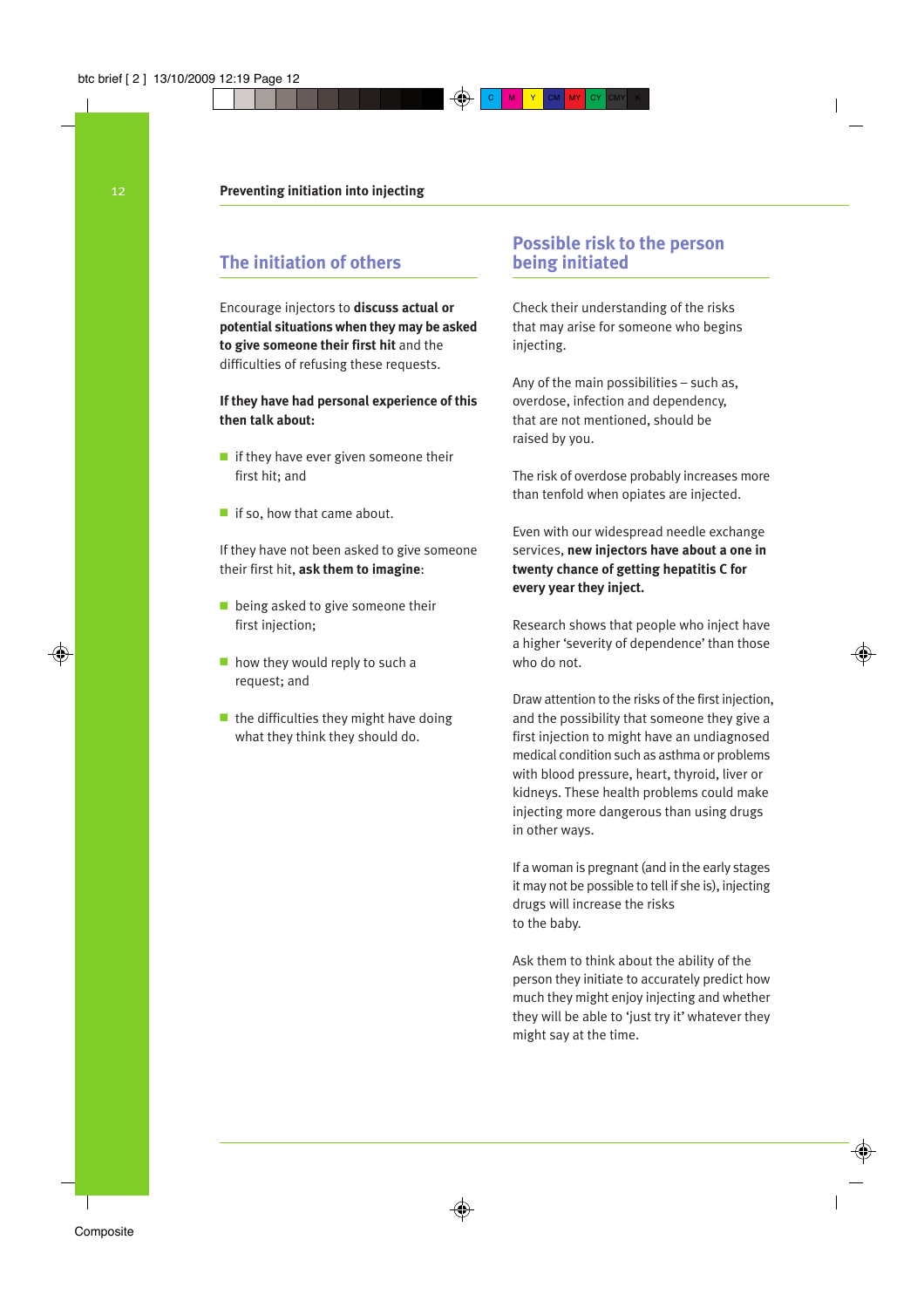## The initiation of others

Encourage injectors to **discuss actual or potential situations when they may be asked to give someone their first hit** and the difficulties of refusing these requests.

**If they have had personal experience of this then talk about:**

- if they have ever given someone their first hit; and
- if so, how that came about.

If they have not been asked to give someone their first hit, **ask them to imagine**:

- being asked to give someone their first injection;
- how they would reply to such a request; and
- the difficulties they might have doing what they think they should do.

## Possible risk to the person being initiated

Check their understanding of the risks that may arise for someone who begins injecting.

Any of the main possibilities – such as, overdose, infection and dependency, that are not mentioned, should be raised by you.

The risk of overdose probably increases more than tenfold when opiates are injected.

Even with our widespread needle exchange services, **new injectors have about a one in twenty chance of getting hepatitis C for every year they inject.**

Research shows that people who inject have a higher 'severity of dependence' than those who do not.

Draw attention to the risks of the first injection, and the possibility that someone they give a first injection to might have an undiagnosed medical condition such as asthma or problems with blood pressure, heart, thyroid, liver or kidneys. These health problems could make injecting more dangerous than using drugs in other ways.

If a woman is pregnant (and in the early stages it may not be possible to tell if she is), injecting drugs will increase the risks to the baby.

Ask them to think about the ability of the person they initiate to accurately predict how much they might enjoy injecting and whether they will be able to 'just try it' whatever they might say at the time.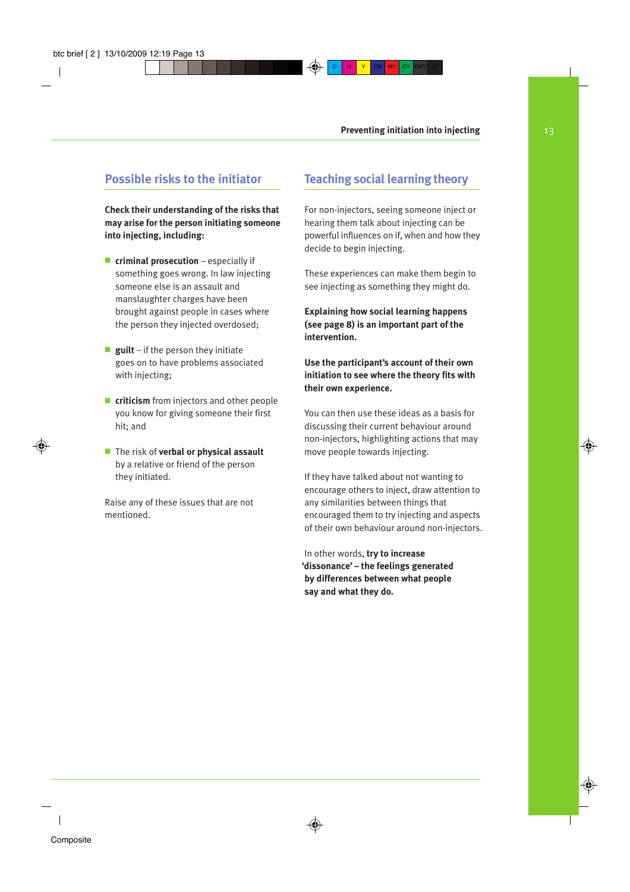## Possible risks to the initiator

**Check their understanding of the risks that may arise for the person initiating someone into injecting, including:**

- **criminal prosecution** – especially if something goes wrong. In law injecting someone else is an assault and manslaughter charges have been brought against people in cases where the person they injected overdosed;
- **guilt** – if the person they initiate goes on to have problems associated with injecting;
- **criticism** from injectors and other people you know for giving someone their first hit; and
- The risk of **verbal or physical assault** by a relative or friend of the person they initiated.

Raise any of these issues that are not mentioned.

## Teaching social learning theory

For non-injectors, seeing someone inject or hearing them talk about injecting can be powerful influences on if, when and how they decide to begin injecting.

These experiences can make them begin to see injecting as something they might do.

**Explaining how social learning happens (see page 8) is an important part of the intervention.**

**Use the participant's account of their own initiation to see where the theory fits with their own experience.**

You can then use these ideas as a basis for discussing their current behaviour around non-injectors, highlighting actions that may move people towards injecting.

If they have talked about not wanting to encourage others to inject, draw attention to any similarities between things that encouraged them to try injecting and aspects of their own behaviour around non-injectors.

In other words, **try to increase 'dissonance' – the feelings generated by differences between what people say and what they do.**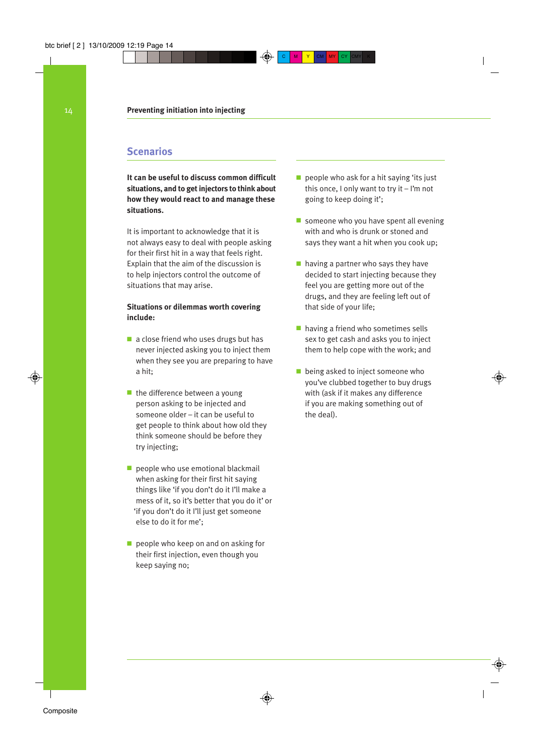## Scenarios

**It can be useful to discuss common difficult situations, and to get injectors to think about how they would react to and manage these situations.**

It is important to acknowledge that it is not always easy to deal with people asking for their first hit in a way that feels right. Explain that the aim of the discussion is to help injectors control the outcome of situations that may arise.

**Situations or dilemmas worth covering include:**

- a close friend who uses drugs but has never injected asking you to inject them when they see you are preparing to have a hit;
- the difference between a young person asking to be injected and someone older – it can be useful to get people to think about how old they think someone should be before they try injecting;
- people who use emotional blackmail when asking for their first hit saying things like 'if you don't do it I'll make a mess of it, so it's better that you do it' or 'if you don't do it I'll just get someone else to do it for me';
- people who keep on and on asking for their first injection, even though you keep saying no;
- people who ask for a hit saying 'its just this once, I only want to try it – I'm not going to keep doing it';
- someone who you have spent all evening with and who is drunk or stoned and says they want a hit when you cook up;
- having a partner who says they have decided to start injecting because they feel you are getting more out of the drugs, and they are feeling left out of that side of your life;
- having a friend who sometimes sells sex to get cash and asks you to inject them to help cope with the work; and
- being asked to inject someone who you've clubbed together to buy drugs with (ask if it makes any difference if you are making something out of the deal).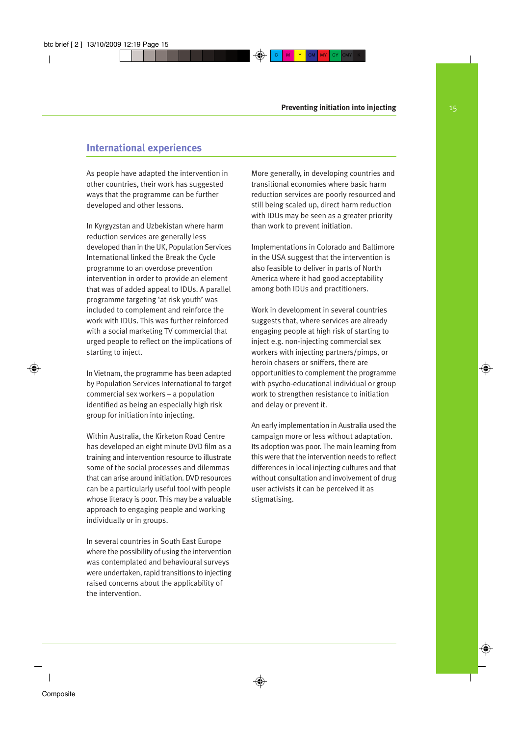## International experiences

As people have adapted the intervention in other countries, their work has suggested ways that the programme can be further developed and other lessons.

In Kyrgyzstan and Uzbekistan where harm reduction services are generally less developed than in the UK, Population Services International linked the Break the Cycle programme to an overdose prevention intervention in order to provide an element that was of added appeal to IDUs. A parallel programme targeting 'at risk youth' was included to complement and reinforce the work with IDUs. This was further reinforced with a social marketing TV commercial that urged people to reflect on the implications of starting to inject.

In Vietnam, the programme has been adapted by Population Services International to target commercial sex workers – a population identified as being an especially high risk group for initiation into injecting.

Within Australia, the Kirketon Road Centre has developed an eight minute DVD film as a training and intervention resource to illustrate some of the social processes and dilemmas that can arise around initiation. DVD resources can be a particularly useful tool with people whose literacy is poor. This may be a valuable approach to engaging people and working individually or in groups.

In several countries in South East Europe where the possibility of using the intervention was contemplated and behavioural surveys were undertaken, rapid transitions to injecting raised concerns about the applicability of the intervention.

More generally, in developing countries and transitional economies where basic harm reduction services are poorly resourced and still being scaled up, direct harm reduction with IDUs may be seen as a greater priority than work to prevent initiation.

Implementations in Colorado and Baltimore in the USA suggest that the intervention is also feasible to deliver in parts of North America where it had good acceptability among both IDUs and practitioners.

Work in development in several countries suggests that, where services are already engaging people at high risk of starting to inject e.g. non-injecting commercial sex workers with injecting partners/pimps, or heroin chasers or sniffers, there are opportunities to complement the programme with psycho-educational individual or group work to strengthen resistance to initiation and delay or prevent it.

An early implementation in Australia used the campaign more or less without adaptation. Its adoption was poor. The main learning from this were that the intervention needs to reflect differences in local injecting cultures and that without consultation and involvement of drug user activists it can be perceived it as stigmatising.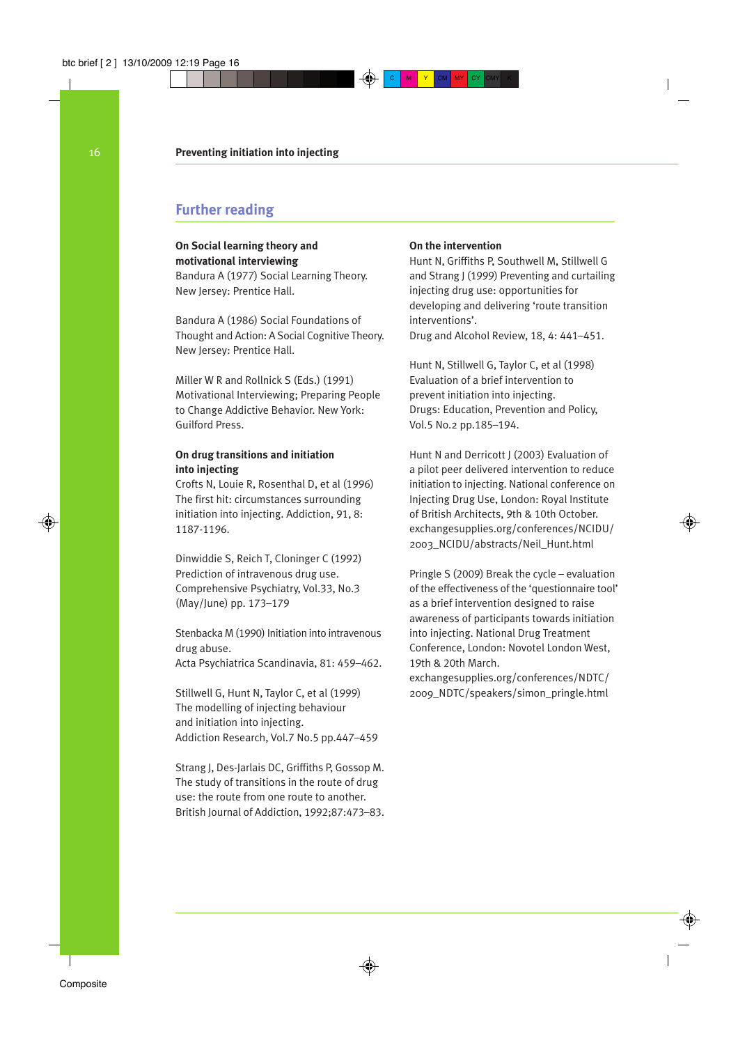## Further reading

**On Social learning theory and motivational interviewing**

Bandura A (1977) Social Learning Theory. New Jersey: Prentice Hall.

Bandura A (1986) Social Foundations of Thought and Action: A Social Cognitive Theory. New Jersey: Prentice Hall.

Miller W R and Rollnick S (Eds.) (1991) Motivational Interviewing; Preparing People to Change Addictive Behavior. New York: Guilford Press.

**On drug transitions and initiation into injecting**

Crofts N, Louie R, Rosenthal D, et al (1996) The first hit: circumstances surrounding initiation into injecting. Addiction, 91, 8: 1187-1196.

Dinwiddie S, Reich T, Cloninger C (1992) Prediction of intravenous drug use. Comprehensive Psychiatry, Vol.33, No.3 (May/June) pp. 173–179

Stenbacka M (1990) Initiation into intravenous drug abuse. Acta Psychiatrica Scandinavia, 81: 459–462.

Stillwell G, Hunt N, Taylor C, et al (1999) The modelling of injecting behaviour and initiation into injecting. Addiction Research, Vol.7 No.5 pp.447–459

Strang J, Des-Jarlais DC, Griffiths P, Gossop M. The study of transitions in the route of drug use: the route from one route to another. British Journal of Addiction, 1992;87:473–83.

**On the intervention**

Hunt N, Griffiths P, Southwell M, Stillwell G and Strang J (1999) Preventing and curtailing injecting drug use: opportunities for developing and delivering 'route transition interventions'. Drug and Alcohol Review, 18, 4: 441–451.

Hunt N, Stillwell G, Taylor C, et al (1998) Evaluation of a brief intervention to prevent initiation into injecting. Drugs: Education, Prevention and Policy, Vol.5 No.2 pp.185–194.

Hunt N and Derricott J (2003) Evaluation of a pilot peer delivered intervention to reduce initiation to injecting. National conference on Injecting Drug Use, London: Royal Institute of British Architects, 9th & 10th October. exchangesupplies.org/conferences/NCIDU/2003_NCIDU/abstracts/Neil_Hunt.html

Pringle S (2009) Break the cycle – evaluation of the effectiveness of the 'questionnaire tool' as a brief intervention designed to raise awareness of participants towards initiation into injecting. National Drug Treatment Conference, London: Novotel London West, 19th & 20th March. exchangesupplies.org/conferences/NDTC/2009_NDTC/speakers/simon_pringle.html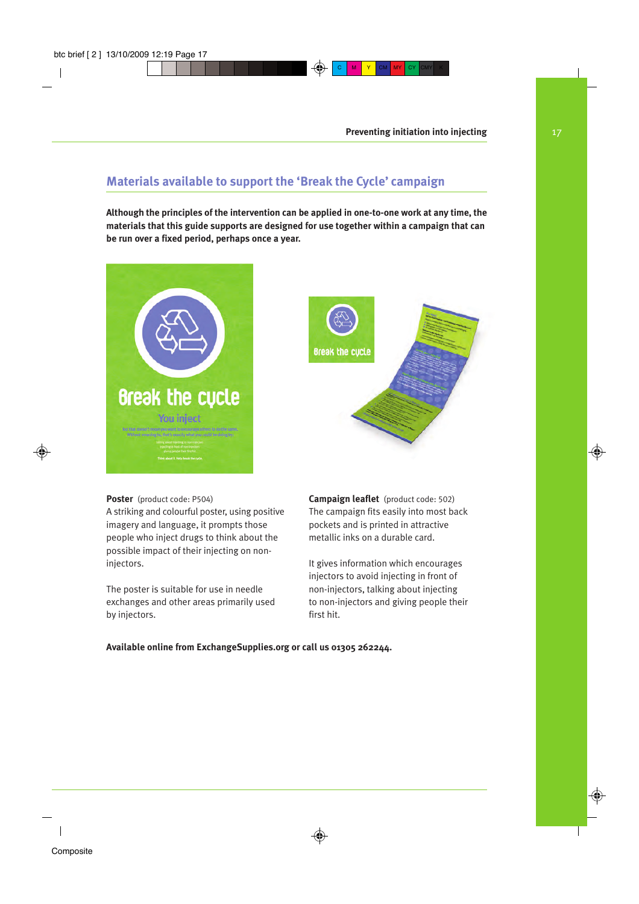## Materials available to support the 'Break the Cycle' campaign

**Although the principles of the intervention can be applied in one-to-one work at any time, the materials that this guide supports are designed for use together within a campaign that can be run over a fixed period, perhaps once a year.**

**Poster** (product code: P504)
A striking and colourful poster, using positive imagery and language, it prompts those people who inject drugs to think about the possible impact of their injecting on non-injectors.

The poster is suitable for use in needle exchanges and other areas primarily used by injectors.

**Campaign leaflet** (product code: 502)
The campaign fits easily into most back pockets and is printed in attractive metallic inks on a durable card.

It gives information which encourages injectors to avoid injecting in front of non-injectors, talking about injecting to non-injectors and giving people their first hit.

**Available online from ExchangeSupplies.org or call us 01305 262244.**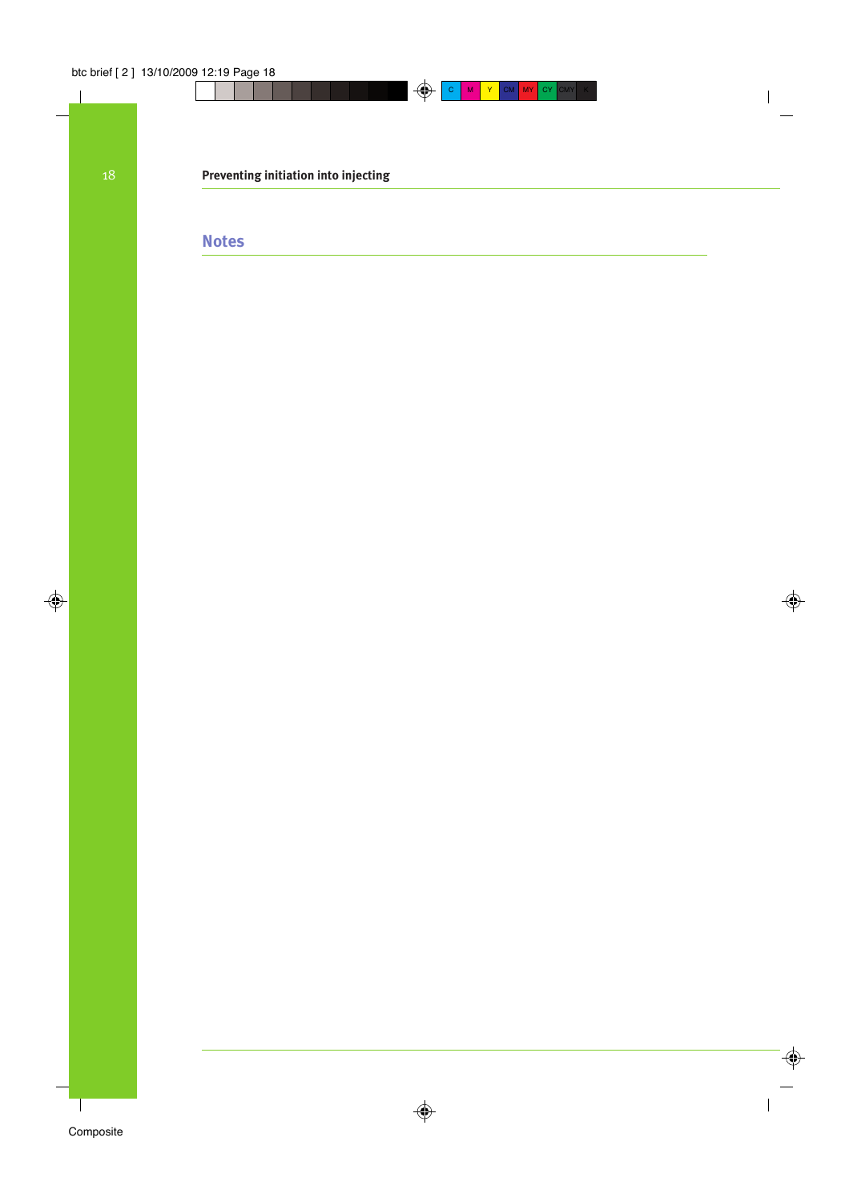## Notes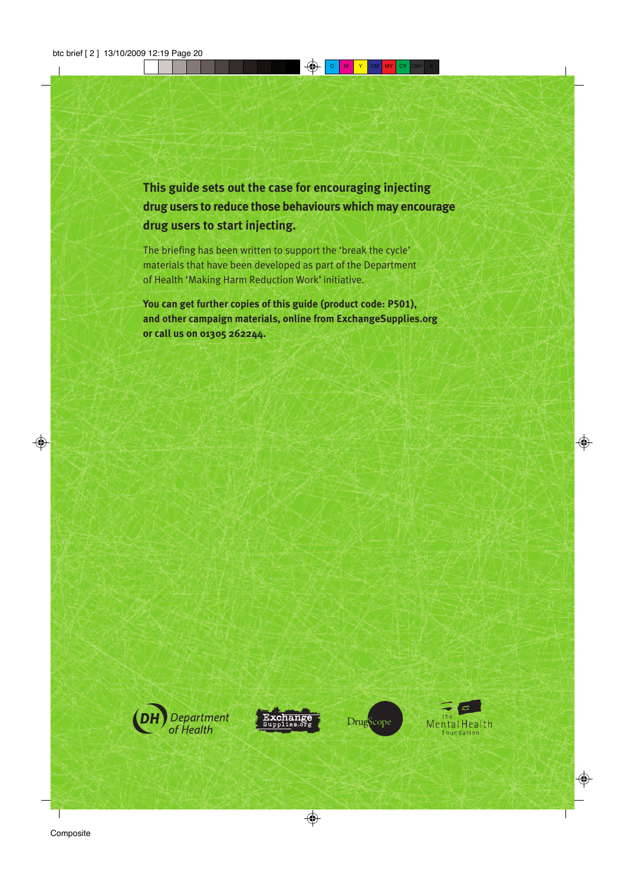**This guide sets out the case for encouraging injecting drug users to reduce those behaviours which may encourage drug users to start injecting.**

The briefing has been written to support the 'break the cycle' materials that have been developed as part of the Department of Health 'Making Harm Reduction Work' initiative.

**You can get further copies of this guide (product code: P501), and other campaign materials, online from ExchangeSupplies.org or call us on 01305 262244.**

DH Department of Health

Exchange Supplies.org

DrugScope

the Mental Health Foundation